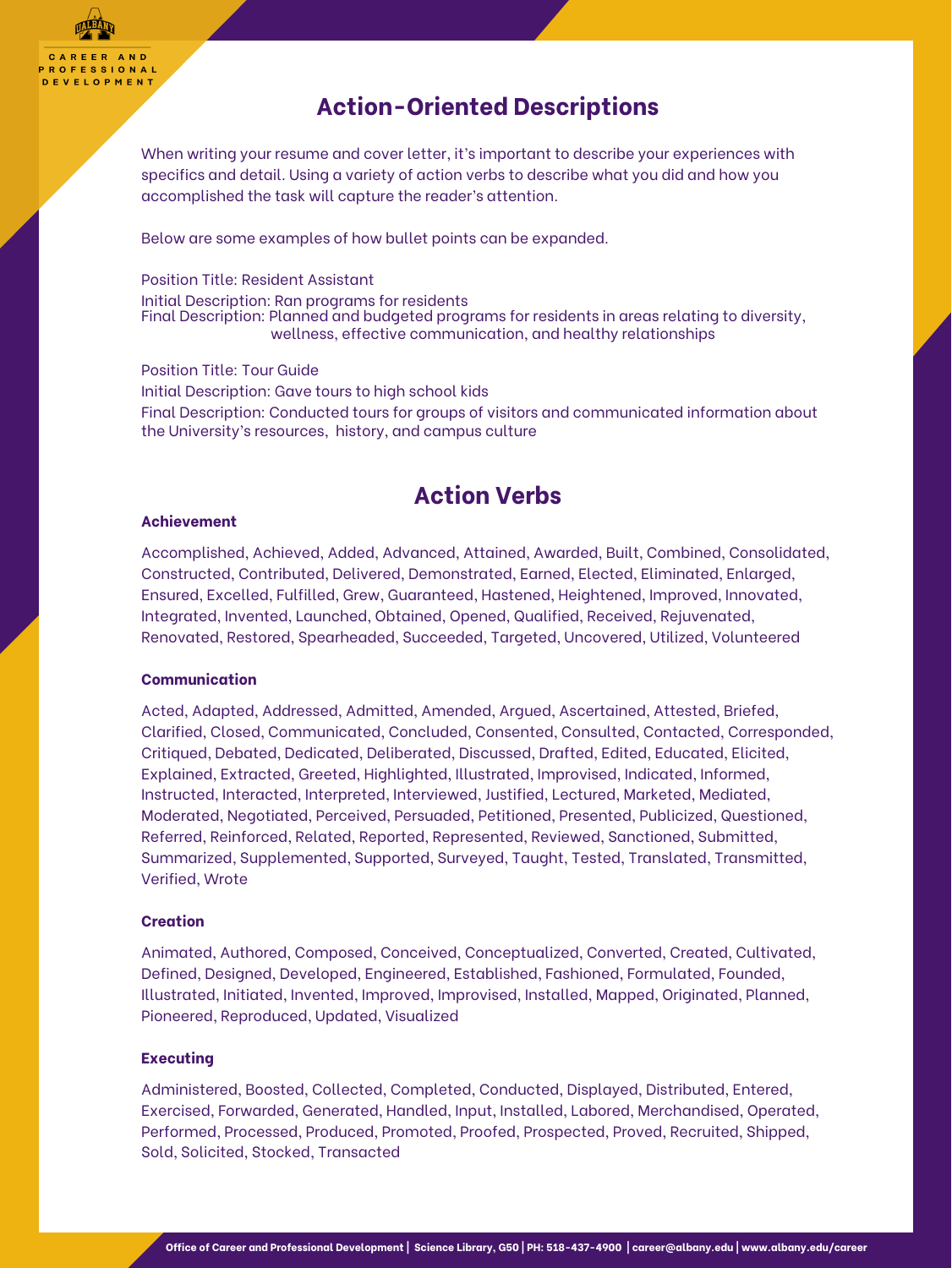## Action-Oriented Descriptions

When writing your resume and cover letter, it's important to describe your experiences with specifics and detail. Using a variety of action verbs to describe what you did and how you accomplished the task will capture the reader's attention.

Below are some examples of how bullet points can be expanded.

Position Title: Resident Assistant
Initial Description: Ran programs for residents
Final Description: Planned and budgeted programs for residents in areas relating to diversity, wellness, effective communication, and healthy relationships

Position Title: Tour Guide
Initial Description: Gave tours to high school kids
Final Description: Conducted tours for groups of visitors and communicated information about the University's resources, history, and campus culture

## Action Verbs

**Achievement**

Accomplished, Achieved, Added, Advanced, Attained, Awarded, Built, Combined, Consolidated, Constructed, Contributed, Delivered, Demonstrated, Earned, Elected, Eliminated, Enlarged, Ensured, Excelled, Fulfilled, Grew, Guaranteed, Hastened, Heightened, Improved, Innovated, Integrated, Invented, Launched, Obtained, Opened, Qualified, Received, Rejuvenated, Renovated, Restored, Spearheaded, Succeeded, Targeted, Uncovered, Utilized, Volunteered

**Communication**

Acted, Adapted, Addressed, Admitted, Amended, Argued, Ascertained, Attested, Briefed, Clarified, Closed, Communicated, Concluded, Consented, Consulted, Contacted, Corresponded, Critiqued, Debated, Dedicated, Deliberated, Discussed, Drafted, Edited, Educated, Elicited, Explained, Extracted, Greeted, Highlighted, Illustrated, Improvised, Indicated, Informed, Instructed, Interacted, Interpreted, Interviewed, Justified, Lectured, Marketed, Mediated, Moderated, Negotiated, Perceived, Persuaded, Petitioned, Presented, Publicized, Questioned, Referred, Reinforced, Related, Reported, Represented, Reviewed, Sanctioned, Submitted, Summarized, Supplemented, Supported, Surveyed, Taught, Tested, Translated, Transmitted, Verified, Wrote

**Creation**

Animated, Authored, Composed, Conceived, Conceptualized, Converted, Created, Cultivated, Defined, Designed, Developed, Engineered, Established, Fashioned, Formulated, Founded, Illustrated, Initiated, Invented, Improved, Improvised, Installed, Mapped, Originated, Planned, Pioneered, Reproduced, Updated, Visualized

**Executing**

Administered, Boosted, Collected, Completed, Conducted, Displayed, Distributed, Entered, Exercised, Forwarded, Generated, Handled, Input, Installed, Labored, Merchandised, Operated, Performed, Processed, Produced, Promoted, Proofed, Prospected, Proved, Recruited, Shipped, Sold, Solicited, Stocked, Transacted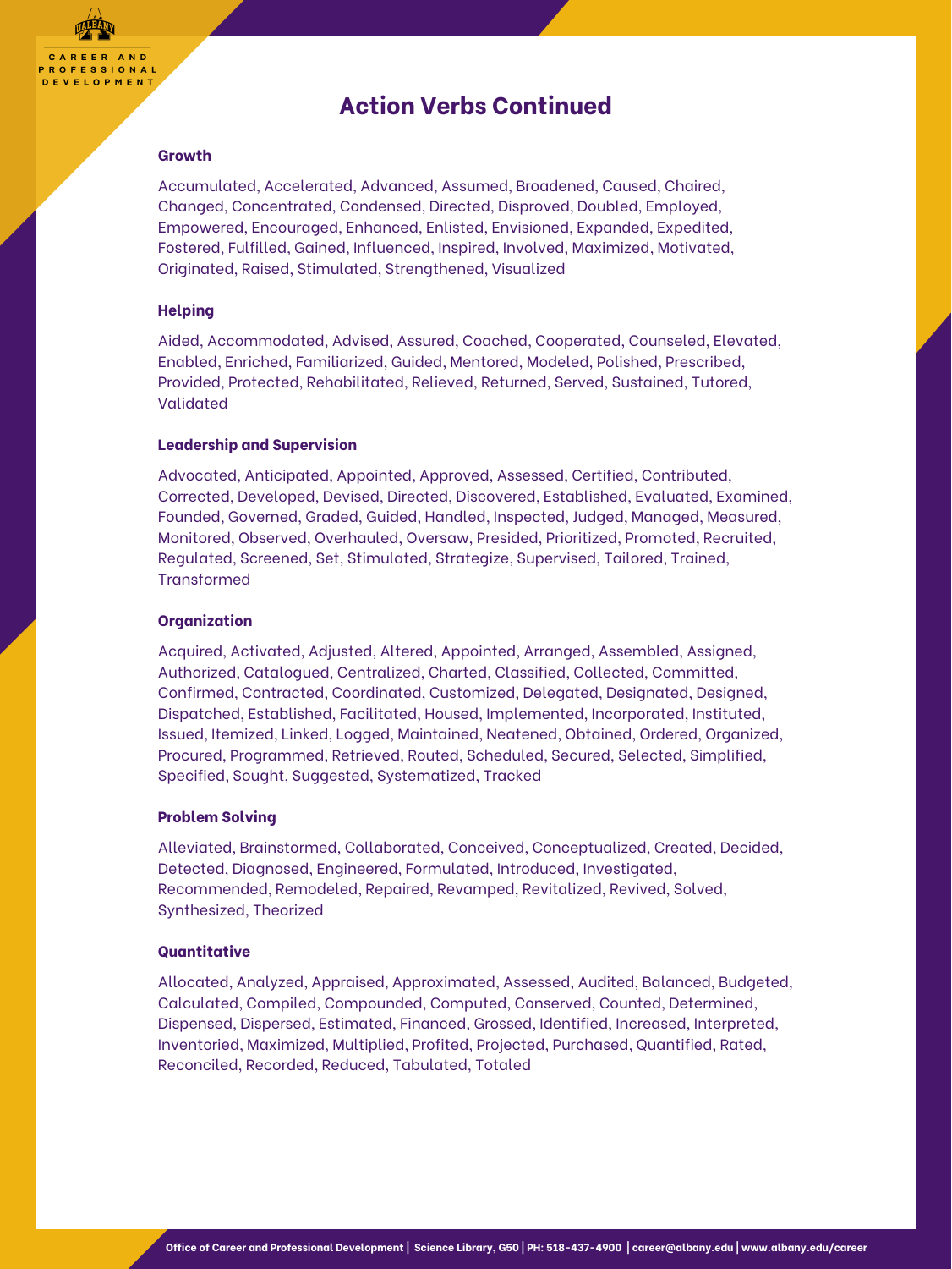# Action Verbs Continued

### Growth

Accumulated, Accelerated, Advanced, Assumed, Broadened, Caused, Chaired, Changed, Concentrated, Condensed, Directed, Disproved, Doubled, Employed, Empowered, Encouraged, Enhanced, Enlisted, Envisioned, Expanded, Expedited, Fostered, Fulfilled, Gained, Influenced, Inspired, Involved, Maximized, Motivated, Originated, Raised, Stimulated, Strengthened, Visualized

### Helping

Aided, Accommodated, Advised, Assured, Coached, Cooperated, Counseled, Elevated, Enabled, Enriched, Familiarized, Guided, Mentored, Modeled, Polished, Prescribed, Provided, Protected, Rehabilitated, Relieved, Returned, Served, Sustained, Tutored, Validated

### Leadership and Supervision

Advocated, Anticipated, Appointed, Approved, Assessed, Certified, Contributed, Corrected, Developed, Devised, Directed, Discovered, Established, Evaluated, Examined, Founded, Governed, Graded, Guided, Handled, Inspected, Judged, Managed, Measured, Monitored, Observed, Overhauled, Oversaw, Presided, Prioritized, Promoted, Recruited, Regulated, Screened, Set, Stimulated, Strategize, Supervised, Tailored, Trained, Transformed

### Organization

Acquired, Activated, Adjusted, Altered, Appointed, Arranged, Assembled, Assigned, Authorized, Catalogued, Centralized, Charted, Classified, Collected, Committed, Confirmed, Contracted, Coordinated, Customized, Delegated, Designated, Designed, Dispatched, Established, Facilitated, Housed, Implemented, Incorporated, Instituted, Issued, Itemized, Linked, Logged, Maintained, Neatened, Obtained, Ordered, Organized, Procured, Programmed, Retrieved, Routed, Scheduled, Secured, Selected, Simplified, Specified, Sought, Suggested, Systematized, Tracked

### Problem Solving

Alleviated, Brainstormed, Collaborated, Conceived, Conceptualized, Created, Decided, Detected, Diagnosed, Engineered, Formulated, Introduced, Investigated, Recommended, Remodeled, Repaired, Revamped, Revitalized, Revived, Solved, Synthesized, Theorized

### Quantitative

Allocated, Analyzed, Appraised, Approximated, Assessed, Audited, Balanced, Budgeted, Calculated, Compiled, Compounded, Computed, Conserved, Counted, Determined, Dispensed, Dispersed, Estimated, Financed, Grossed, Identified, Increased, Interpreted, Inventoried, Maximized, Multiplied, Profited, Projected, Purchased, Quantified, Rated, Reconciled, Recorded, Reduced, Tabulated, Totaled